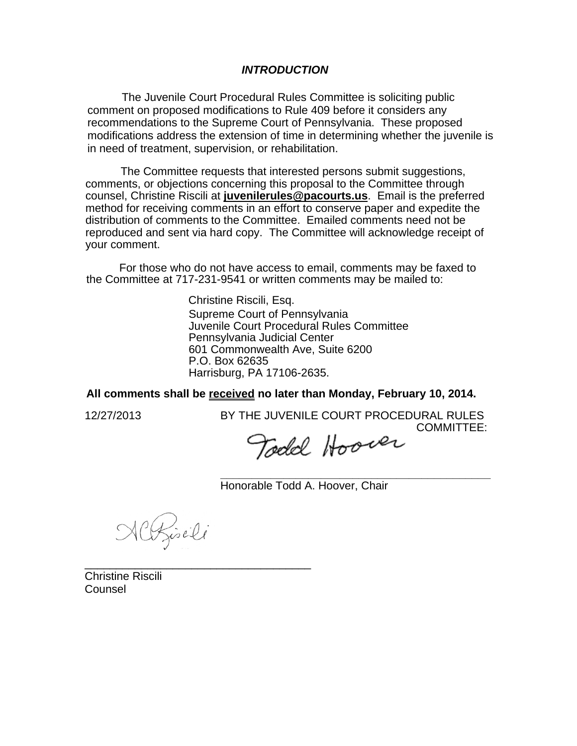## *INTRODUCTION*

The Juvenile Court Procedural Rules Committee is soliciting public comment on proposed modifications to Rule 409 before it considers any recommendations to the Supreme Court of Pennsylvania. These proposed modifications address the extension of time in determining whether the juvenile is in need of treatment, supervision, or rehabilitation.

The Committee requests that interested persons submit suggestions, comments, or objections concerning this proposal to the Committee through counsel, Christine Riscili at **juvenilerules@pacourts.us**. Email is the preferred method for receiving comments in an effort to conserve paper and expedite the distribution of comments to the Committee. Emailed comments need not be reproduced and sent via hard copy. The Committee will acknowledge receipt of your comment.

For those who do not have access to email, comments may be faxed to the Committee at 717-231-9541 or written comments may be mailed to:

Christine Riscili, Esq.
Supreme Court of Pennsylvania
Juvenile Court Procedural Rules Committee
Pennsylvania Judicial Center
601 Commonwealth Ave, Suite 6200
P.O. Box 62635
Harrisburg, PA 17106-2635.

**All comments shall be <u>received</u> no later than Monday, February 10, 2014.**

12/27/2013

BY THE JUVENILE COURT PROCEDURAL RULES COMMITTEE:

Todd Hoover

\_\_\_\_\_\_\_\_\_\_\_\_\_\_\_\_\_\_\_\_\_\_\_\_\_\_\_\_\_\_\_\_\_\_\_\_\_\_\_\_

Honorable Todd A. Hoover, Chair

\_\_\_\_\_\_\_\_\_\_\_\_\_\_\_\_\_\_\_\_\_\_\_\_\_\_\_\_\_\_\_\_\_\_\_\_

Christine Riscili
Counsel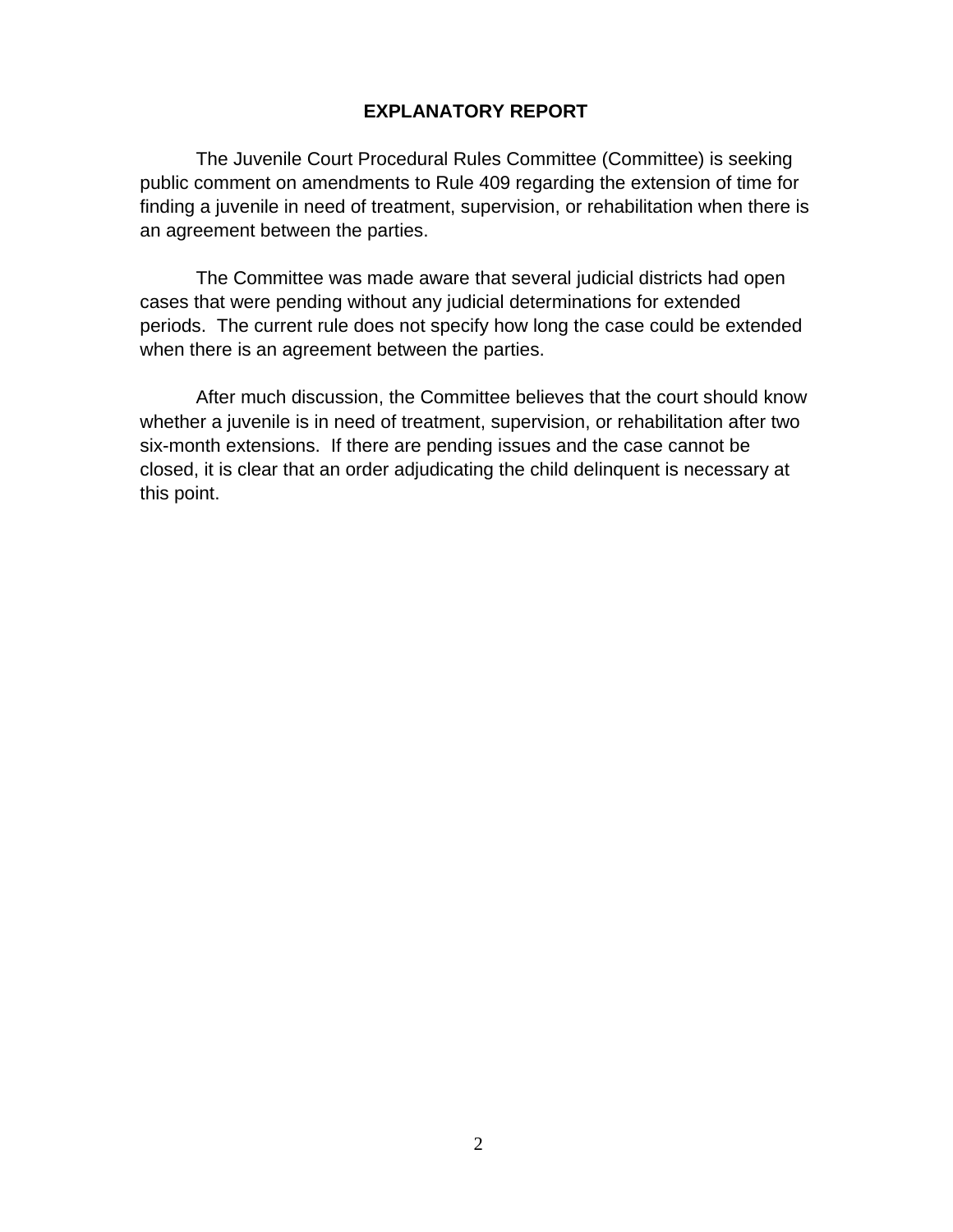## EXPLANATORY REPORT

The Juvenile Court Procedural Rules Committee (Committee) is seeking public comment on amendments to Rule 409 regarding the extension of time for finding a juvenile in need of treatment, supervision, or rehabilitation when there is an agreement between the parties.

The Committee was made aware that several judicial districts had open cases that were pending without any judicial determinations for extended periods. The current rule does not specify how long the case could be extended when there is an agreement between the parties.

After much discussion, the Committee believes that the court should know whether a juvenile is in need of treatment, supervision, or rehabilitation after two six-month extensions. If there are pending issues and the case cannot be closed, it is clear that an order adjudicating the child delinquent is necessary at this point.